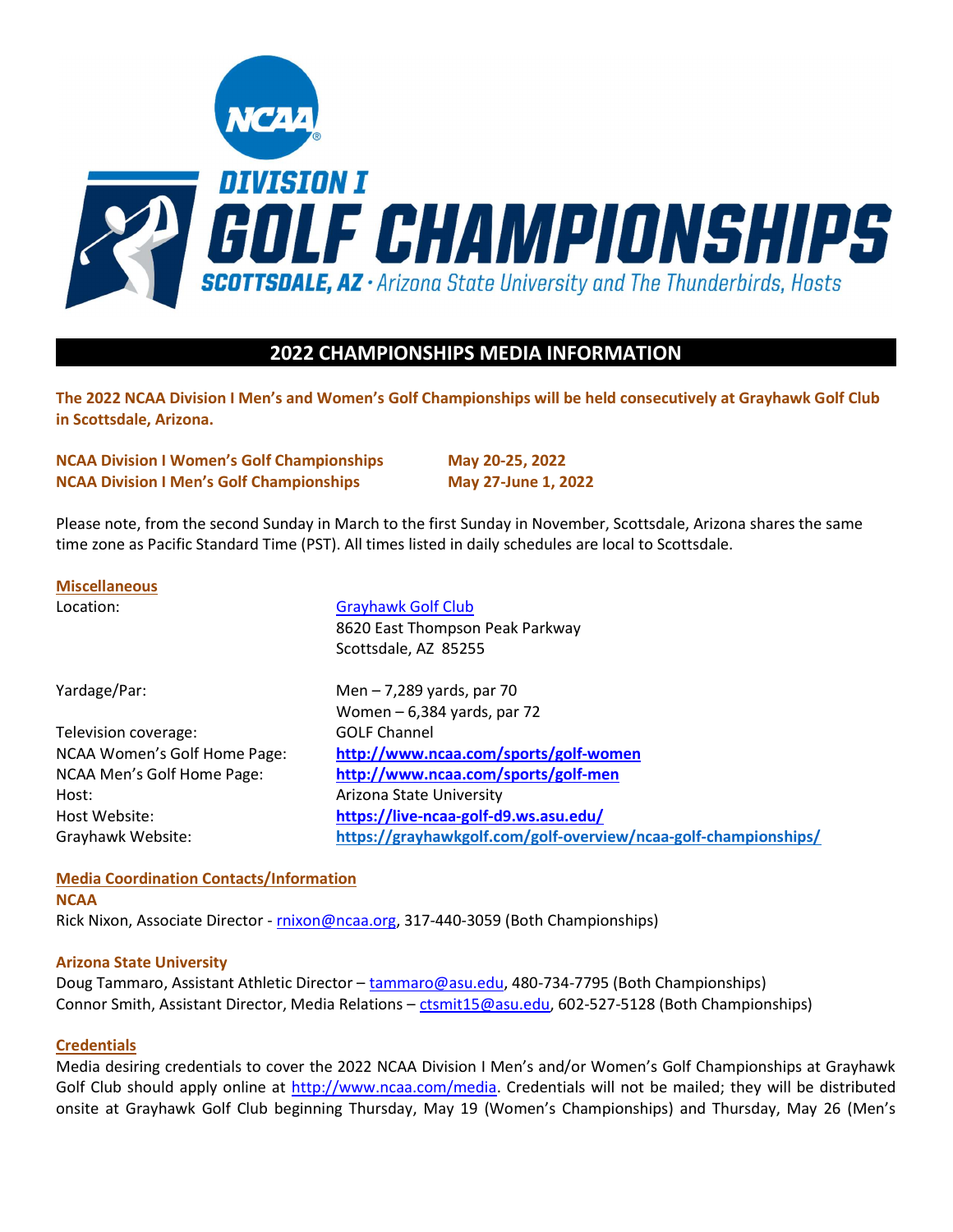# NCAA DIVISION I GOLF CHAMPIONSHIPS

**SCOTTSDALE, AZ** · *Arizona State University and The Thunderbirds, Hosts*

## 2022 CHAMPIONSHIPS MEDIA INFORMATION

**The 2022 NCAA Division I Men's and Women's Golf Championships will be held consecutively at Grayhawk Golf Club in Scottsdale, Arizona.**

| | |
|---|---|
| **NCAA Division I Women's Golf Championships** | **May 20-25, 2022** |
| **NCAA Division I Men's Golf Championships** | **May 27-June 1, 2022** |

Please note, from the second Sunday in March to the first Sunday in November, Scottsdale, Arizona shares the same time zone as Pacific Standard Time (PST). All times listed in daily schedules are local to Scottsdale.

### Miscellaneous

| | |
|---|---|
| Location: | Grayhawk Golf Club<br>8620 East Thompson Peak Parkway<br>Scottsdale, AZ 85255 |
| Yardage/Par: | Men – 7,289 yards, par 70<br>Women – 6,384 yards, par 72 |
| Television coverage: | GOLF Channel |
| NCAA Women's Golf Home Page: | **http://www.ncaa.com/sports/golf-women** |
| NCAA Men's Golf Home Page: | **http://www.ncaa.com/sports/golf-men** |
| Host: | Arizona State University |
| Host Website: | **https://live-ncaa-golf-d9.ws.asu.edu/** |
| Grayhawk Website: | **https://grayhawkgolf.com/golf-overview/ncaa-golf-championships/** |

### Media Coordination Contacts/Information

**NCAA**

Rick Nixon, Associate Director - rnixon@ncaa.org, 317-440-3059 (Both Championships)

**Arizona State University**

Doug Tammaro, Assistant Athletic Director – tammaro@asu.edu, 480-734-7795 (Both Championships)
Connor Smith, Assistant Director, Media Relations – ctsmit15@asu.edu, 602-527-5128 (Both Championships)

### Credentials

Media desiring credentials to cover the 2022 NCAA Division I Men's and/or Women's Golf Championships at Grayhawk Golf Club should apply online at http://www.ncaa.com/media. Credentials will not be mailed; they will be distributed onsite at Grayhawk Golf Club beginning Thursday, May 19 (Women's Championships) and Thursday, May 26 (Men's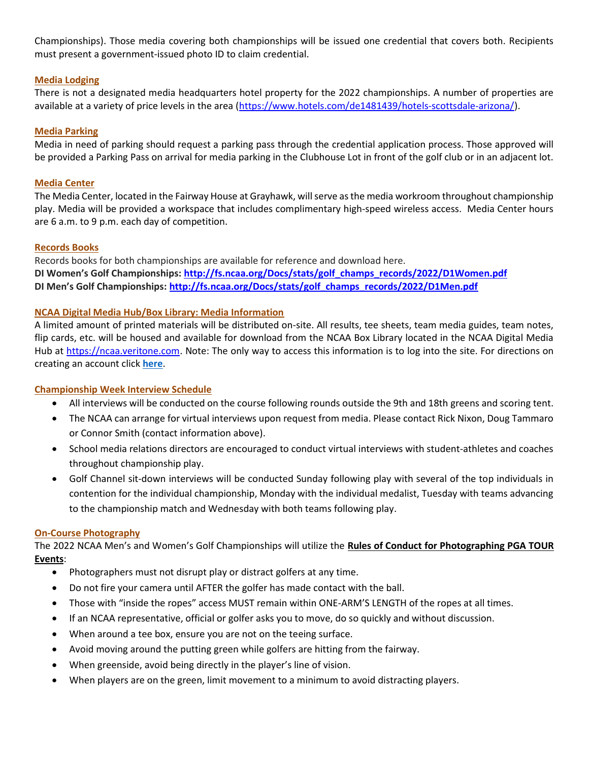Championships). Those media covering both championships will be issued one credential that covers both. Recipients must present a government-issued photo ID to claim credential.

## Media Lodging

There is not a designated media headquarters hotel property for the 2022 championships. A number of properties are available at a variety of price levels in the area (https://www.hotels.com/de1481439/hotels-scottsdale-arizona/).

## Media Parking

Media in need of parking should request a parking pass through the credential application process. Those approved will be provided a Parking Pass on arrival for media parking in the Clubhouse Lot in front of the golf club or in an adjacent lot.

## Media Center

The Media Center, located in the Fairway House at Grayhawk, will serve as the media workroom throughout championship play. Media will be provided a workspace that includes complimentary high-speed wireless access. Media Center hours are 6 a.m. to 9 p.m. each day of competition.

## Records Books

Records books for both championships are available for reference and download here.

**DI Women's Golf Championships: http://fs.ncaa.org/Docs/stats/golf_champs_records/2022/D1Women.pdf**
**DI Men's Golf Championships: http://fs.ncaa.org/Docs/stats/golf_champs_records/2022/D1Men.pdf**

## NCAA Digital Media Hub/Box Library: Media Information

A limited amount of printed materials will be distributed on-site. All results, tee sheets, team media guides, team notes, flip cards, etc. will be housed and available for download from the NCAA Box Library located in the NCAA Digital Media Hub at https://ncaa.veritone.com. Note: The only way to access this information is to log into the site. For directions on creating an account click **here**.

## Championship Week Interview Schedule

- All interviews will be conducted on the course following rounds outside the 9th and 18th greens and scoring tent.
- The NCAA can arrange for virtual interviews upon request from media. Please contact Rick Nixon, Doug Tammaro or Connor Smith (contact information above).
- School media relations directors are encouraged to conduct virtual interviews with student-athletes and coaches throughout championship play.
- Golf Channel sit-down interviews will be conducted Sunday following play with several of the top individuals in contention for the individual championship, Monday with the individual medalist, Tuesday with teams advancing to the championship match and Wednesday with both teams following play.

## On-Course Photography

The 2022 NCAA Men's and Women's Golf Championships will utilize the **Rules of Conduct for Photographing PGA TOUR Events**:

- Photographers must not disrupt play or distract golfers at any time.
- Do not fire your camera until AFTER the golfer has made contact with the ball.
- Those with "inside the ropes" access MUST remain within ONE-ARM'S LENGTH of the ropes at all times.
- If an NCAA representative, official or golfer asks you to move, do so quickly and without discussion.
- When around a tee box, ensure you are not on the teeing surface.
- Avoid moving around the putting green while golfers are hitting from the fairway.
- When greenside, avoid being directly in the player's line of vision.
- When players are on the green, limit movement to a minimum to avoid distracting players.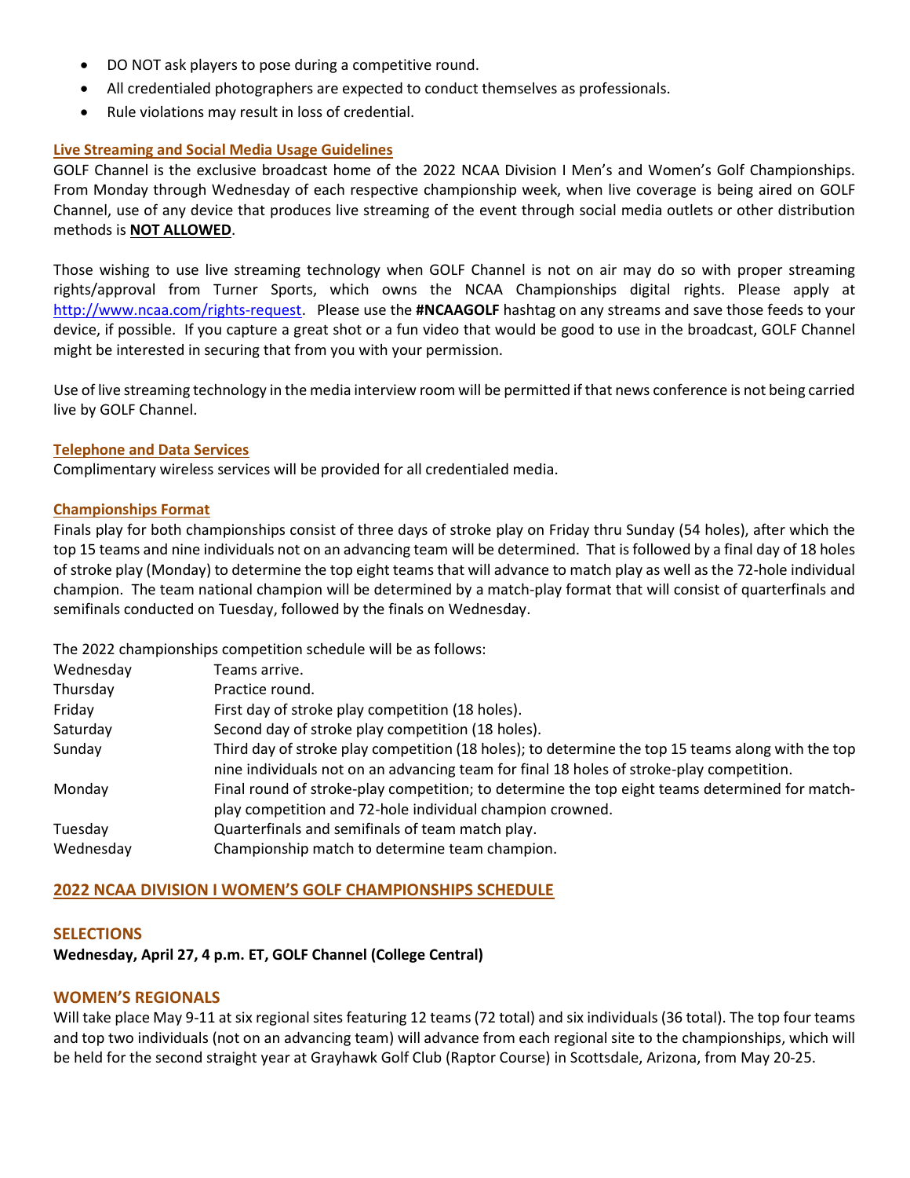- DO NOT ask players to pose during a competitive round.
- All credentialed photographers are expected to conduct themselves as professionals.
- Rule violations may result in loss of credential.

### Live Streaming and Social Media Usage Guidelines

GOLF Channel is the exclusive broadcast home of the 2022 NCAA Division I Men's and Women's Golf Championships. From Monday through Wednesday of each respective championship week, when live coverage is being aired on GOLF Channel, use of any device that produces live streaming of the event through social media outlets or other distribution methods is **NOT ALLOWED**.

Those wishing to use live streaming technology when GOLF Channel is not on air may do so with proper streaming rights/approval from Turner Sports, which owns the NCAA Championships digital rights. Please apply at [http://www.ncaa.com/rights-request](http://www.ncaa.com/rights-request). Please use the **#NCAAGOLF** hashtag on any streams and save those feeds to your device, if possible. If you capture a great shot or a fun video that would be good to use in the broadcast, GOLF Channel might be interested in securing that from you with your permission.

Use of live streaming technology in the media interview room will be permitted if that news conference is not being carried live by GOLF Channel.

### Telephone and Data Services

Complimentary wireless services will be provided for all credentialed media.

### Championships Format

Finals play for both championships consist of three days of stroke play on Friday thru Sunday (54 holes), after which the top 15 teams and nine individuals not on an advancing team will be determined. That is followed by a final day of 18 holes of stroke play (Monday) to determine the top eight teams that will advance to match play as well as the 72-hole individual champion. The team national champion will be determined by a match-play format that will consist of quarterfinals and semifinals conducted on Tuesday, followed by the finals on Wednesday.

The 2022 championships competition schedule will be as follows:

| | |
|---|---|
| Wednesday | Teams arrive. |
| Thursday | Practice round. |
| Friday | First day of stroke play competition (18 holes). |
| Saturday | Second day of stroke play competition (18 holes). |
| Sunday | Third day of stroke play competition (18 holes); to determine the top 15 teams along with the top nine individuals not on an advancing team for final 18 holes of stroke-play competition. |
| Monday | Final round of stroke-play competition; to determine the top eight teams determined for match-play competition and 72-hole individual champion crowned. |
| Tuesday | Quarterfinals and semifinals of team match play. |
| Wednesday | Championship match to determine team champion. |

## 2022 NCAA DIVISION I WOMEN'S GOLF CHAMPIONSHIPS SCHEDULE

### SELECTIONS

**Wednesday, April 27, 4 p.m. ET, GOLF Channel (College Central)**

### WOMEN'S REGIONALS

Will take place May 9-11 at six regional sites featuring 12 teams (72 total) and six individuals (36 total). The top four teams and top two individuals (not on an advancing team) will advance from each regional site to the championships, which will be held for the second straight year at Grayhawk Golf Club (Raptor Course) in Scottsdale, Arizona, from May 20-25.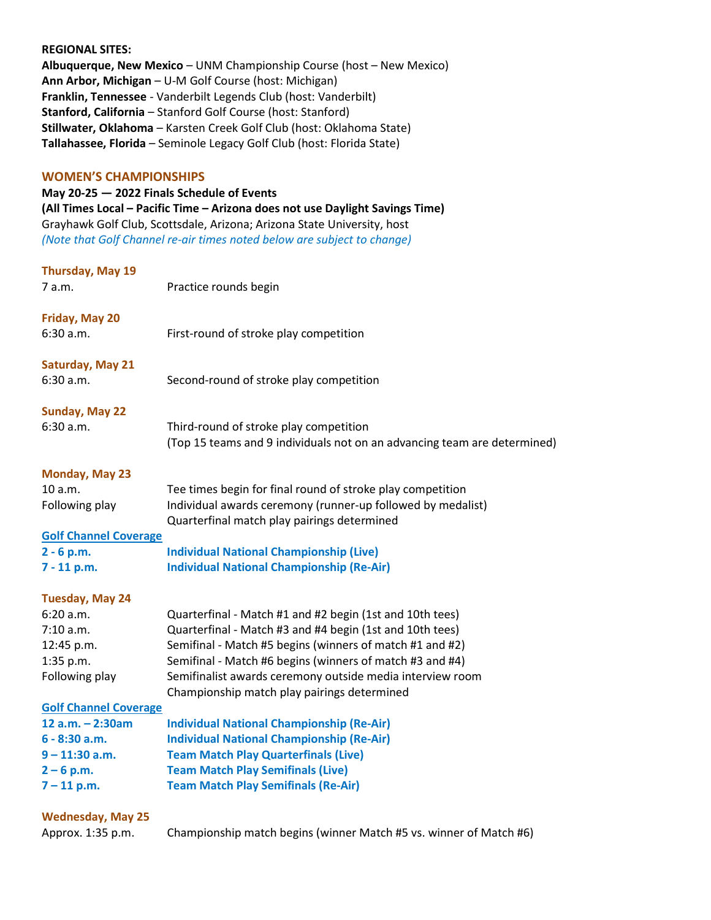**REGIONAL SITES:**
**Albuquerque, New Mexico** – UNM Championship Course (host – New Mexico)
**Ann Arbor, Michigan** – U-M Golf Course (host: Michigan)
**Franklin, Tennessee** - Vanderbilt Legends Club (host: Vanderbilt)
**Stanford, California** – Stanford Golf Course (host: Stanford)
**Stillwater, Oklahoma** – Karsten Creek Golf Club (host: Oklahoma State)
**Tallahassee, Florida** – Seminole Legacy Golf Club (host: Florida State)

## WOMEN'S CHAMPIONSHIPS

**May 20-25 — 2022 Finals Schedule of Events**
**(All Times Local – Pacific Time – Arizona does not use Daylight Savings Time)**
Grayhawk Golf Club, Scottsdale, Arizona; Arizona State University, host
*(Note that Golf Channel re-air times noted below are subject to change)*

**Thursday, May 19**

| | |
|---|---|
| 7 a.m. | Practice rounds begin |

**Friday, May 20**

| | |
|---|---|
| 6:30 a.m. | First-round of stroke play competition |

**Saturday, May 21**

| | |
|---|---|
| 6:30 a.m. | Second-round of stroke play competition |

**Sunday, May 22**

| | |
|---|---|
| 6:30 a.m. | Third-round of stroke play competition (Top 15 teams and 9 individuals not on an advancing team are determined) |

**Monday, May 23**

| | |
|---|---|
| 10 a.m. | Tee times begin for final round of stroke play competition |
| Following play | Individual awards ceremony (runner-up followed by medalist) Quarterfinal match play pairings determined |

**Golf Channel Coverage**

| | |
|---|---|
| **2 - 6 p.m.** | **Individual National Championship (Live)** |
| **7 - 11 p.m.** | **Individual National Championship (Re-Air)** |

**Tuesday, May 24**

| | |
|---|---|
| 6:20 a.m. | Quarterfinal - Match #1 and #2 begin (1st and 10th tees) |
| 7:10 a.m. | Quarterfinal - Match #3 and #4 begin (1st and 10th tees) |
| 12:45 p.m. | Semifinal - Match #5 begins (winners of match #1 and #2) |
| 1:35 p.m. | Semifinal - Match #6 begins (winners of match #3 and #4) |
| Following play | Semifinalist awards ceremony outside media interview room Championship match play pairings determined |

**Golf Channel Coverage**

| | |
|---|---|
| **12 a.m. – 2:30am** | **Individual National Championship (Re-Air)** |
| **6 - 8:30 a.m.** | **Individual National Championship (Re-Air)** |
| **9 – 11:30 a.m.** | **Team Match Play Quarterfinals (Live)** |
| **2 – 6 p.m.** | **Team Match Play Semifinals (Live)** |
| **7 – 11 p.m.** | **Team Match Play Semifinals (Re-Air)** |

**Wednesday, May 25**

| | |
|---|---|
| Approx. 1:35 p.m. | Championship match begins (winner Match #5 vs. winner of Match #6) |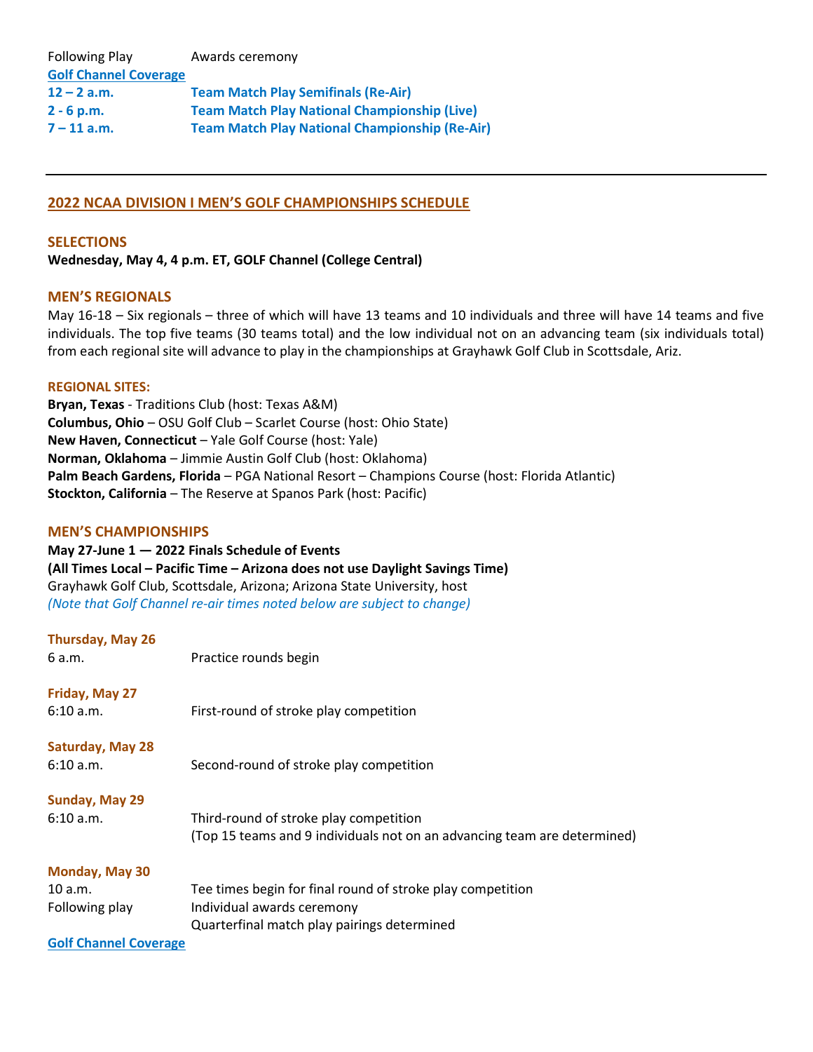Following Play Awards ceremony

**Golf Channel Coverage**

**12 – 2 a.m.** **Team Match Play Semifinals (Re-Air)**
**2 - 6 p.m.** **Team Match Play National Championship (Live)**
**7 – 11 a.m.** **Team Match Play National Championship (Re-Air)**

---

## 2022 NCAA DIVISION I MEN'S GOLF CHAMPIONSHIPS SCHEDULE

### SELECTIONS

**Wednesday, May 4, 4 p.m. ET, GOLF Channel (College Central)**

### MEN'S REGIONALS

May 16-18 – Six regionals – three of which will have 13 teams and 10 individuals and three will have 14 teams and five individuals. The top five teams (30 teams total) and the low individual not on an advancing team (six individuals total) from each regional site will advance to play in the championships at Grayhawk Golf Club in Scottsdale, Ariz.

**REGIONAL SITES:**

**Bryan, Texas** - Traditions Club (host: Texas A&M)
**Columbus, Ohio** – OSU Golf Club – Scarlet Course (host: Ohio State)
**New Haven, Connecticut** – Yale Golf Course (host: Yale)
**Norman, Oklahoma** – Jimmie Austin Golf Club (host: Oklahoma)
**Palm Beach Gardens, Florida** – PGA National Resort – Champions Course (host: Florida Atlantic)
**Stockton, California** – The Reserve at Spanos Park (host: Pacific)

### MEN'S CHAMPIONSHIPS

**May 27-June 1 — 2022 Finals Schedule of Events**
**(All Times Local – Pacific Time – Arizona does not use Daylight Savings Time)**
Grayhawk Golf Club, Scottsdale, Arizona; Arizona State University, host
*(Note that Golf Channel re-air times noted below are subject to change)*

**Thursday, May 26**

6 a.m. Practice rounds begin

**Friday, May 27**

6:10 a.m. First-round of stroke play competition

**Saturday, May 28**

6:10 a.m. Second-round of stroke play competition

**Sunday, May 29**

6:10 a.m. Third-round of stroke play competition
(Top 15 teams and 9 individuals not on an advancing team are determined)

**Monday, May 30**

10 a.m. Tee times begin for final round of stroke play competition
Following play Individual awards ceremony
Quarterfinal match play pairings determined

**Golf Channel Coverage**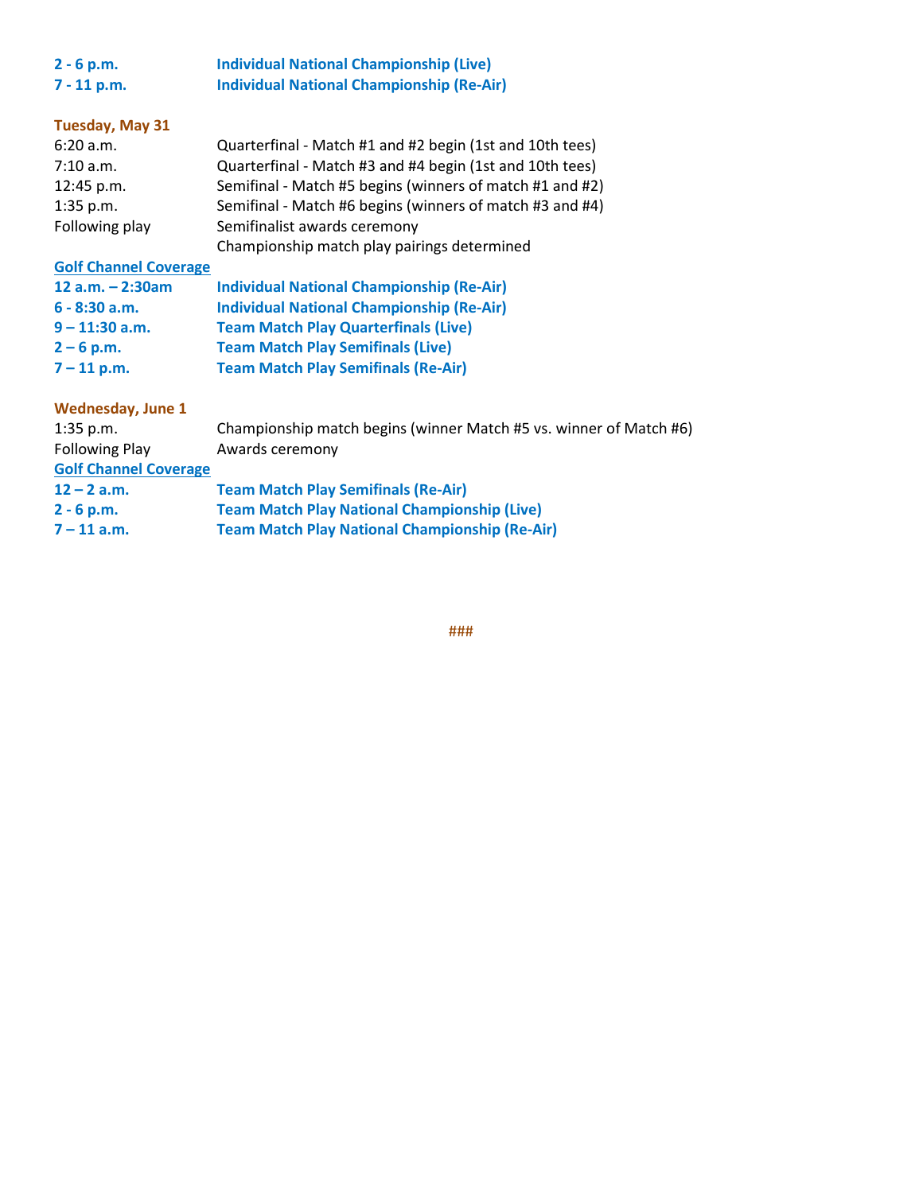**2 - 6 p.m.** **Individual National Championship (Live)**
**7 - 11 p.m.** **Individual National Championship (Re-Air)**

**Tuesday, May 31**

| | |
|---|---|
| 6:20 a.m. | Quarterfinal - Match #1 and #2 begin (1st and 10th tees) |
| 7:10 a.m. | Quarterfinal - Match #3 and #4 begin (1st and 10th tees) |
| 12:45 p.m. | Semifinal - Match #5 begins (winners of match #1 and #2) |
| 1:35 p.m. | Semifinal - Match #6 begins (winners of match #3 and #4) |
| Following play | Semifinalist awards ceremony |
| | Championship match play pairings determined |

**Golf Channel Coverage**

| | |
|---|---|
| **12 a.m. – 2:30am** | **Individual National Championship (Re-Air)** |
| **6 - 8:30 a.m.** | **Individual National Championship (Re-Air)** |
| **9 – 11:30 a.m.** | **Team Match Play Quarterfinals (Live)** |
| **2 – 6 p.m.** | **Team Match Play Semifinals (Live)** |
| **7 – 11 p.m.** | **Team Match Play Semifinals (Re-Air)** |

**Wednesday, June 1**

| | |
|---|---|
| 1:35 p.m. | Championship match begins (winner Match #5 vs. winner of Match #6) |
| Following Play | Awards ceremony |

**Golf Channel Coverage**

| | |
|---|---|
| **12 – 2 a.m.** | **Team Match Play Semifinals (Re-Air)** |
| **2 - 6 p.m.** | **Team Match Play National Championship (Live)** |
| **7 – 11 a.m.** | **Team Match Play National Championship (Re-Air)** |

###